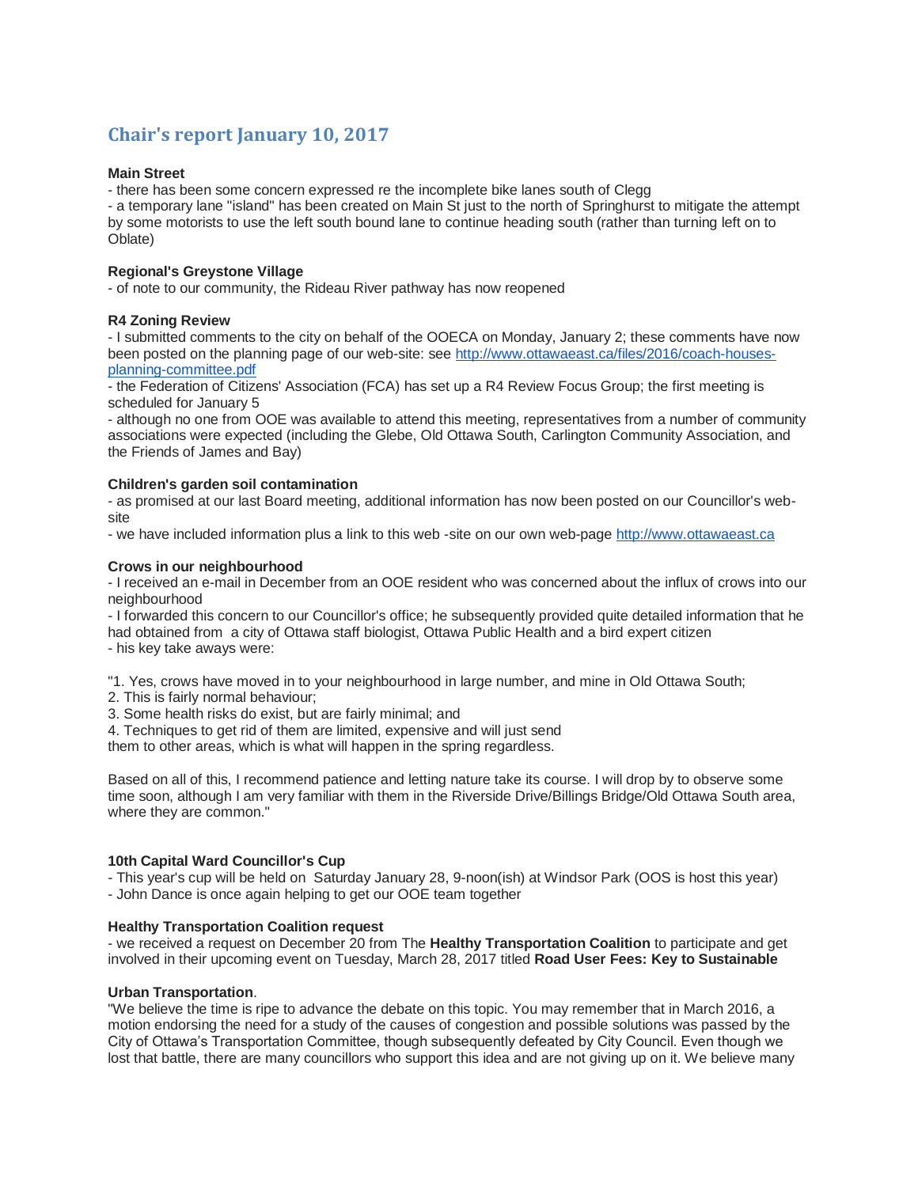# Chair's report January 10, 2017

**Main Street**

- there has been some concern expressed re the incomplete bike lanes south of Clegg
- a temporary lane "island" has been created on Main St just to the north of Springhurst to mitigate the attempt by some motorists to use the left south bound lane to continue heading south (rather than turning left on to Oblate)

**Regional's Greystone Village**

- of note to our community, the Rideau River pathway has now reopened

**R4 Zoning Review**

- I submitted comments to the city on behalf of the OOECA on Monday, January 2; these comments have now been posted on the planning page of our web-site: see [http://www.ottawaeast.ca/files/2016/coach-houses-planning-committee.pdf](http://www.ottawaeast.ca/files/2016/coach-houses-planning-committee.pdf)
- the Federation of Citizens' Association (FCA) has set up a R4 Review Focus Group; the first meeting is scheduled for January 5
- although no one from OOE was available to attend this meeting, representatives from a number of community associations were expected (including the Glebe, Old Ottawa South, Carlington Community Association, and the Friends of James and Bay)

**Children's garden soil contamination**

- as promised at our last Board meeting, additional information has now been posted on our Councillor's web-site
- we have included information plus a link to this web -site on our own web-page [http://www.ottawaeast.ca](http://www.ottawaeast.ca)

**Crows in our neighbourhood**

- I received an e-mail in December from an OOE resident who was concerned about the influx of crows into our neighbourhood
- I forwarded this concern to our Councillor's office; he subsequently provided quite detailed information that he had obtained from a city of Ottawa staff biologist, Ottawa Public Health and a bird expert citizen
- his key take aways were:

"1. Yes, crows have moved in to your neighbourhood in large number, and mine in Old Ottawa South;
2. This is fairly normal behaviour;
3. Some health risks do exist, but are fairly minimal; and
4. Techniques to get rid of them are limited, expensive and will just send them to other areas, which is what will happen in the spring regardless.

Based on all of this, I recommend patience and letting nature take its course. I will drop by to observe some time soon, although I am very familiar with them in the Riverside Drive/Billings Bridge/Old Ottawa South area, where they are common."

**10th Capital Ward Councillor's Cup**

- This year's cup will be held on Saturday January 28, 9-noon(ish) at Windsor Park (OOS is host this year)
- John Dance is once again helping to get our OOE team together

**Healthy Transportation Coalition request**

- we received a request on December 20 from The **Healthy Transportation Coalition** to participate and get involved in their upcoming event on Tuesday, March 28, 2017 titled **Road User Fees: Key to Sustainable Urban Transportation**.

"We believe the time is ripe to advance the debate on this topic. You may remember that in March 2016, a motion endorsing the need for a study of the causes of congestion and possible solutions was passed by the City of Ottawa's Transportation Committee, though subsequently defeated by City Council. Even though we lost that battle, there are many councillors who support this idea and are not giving up on it. We believe many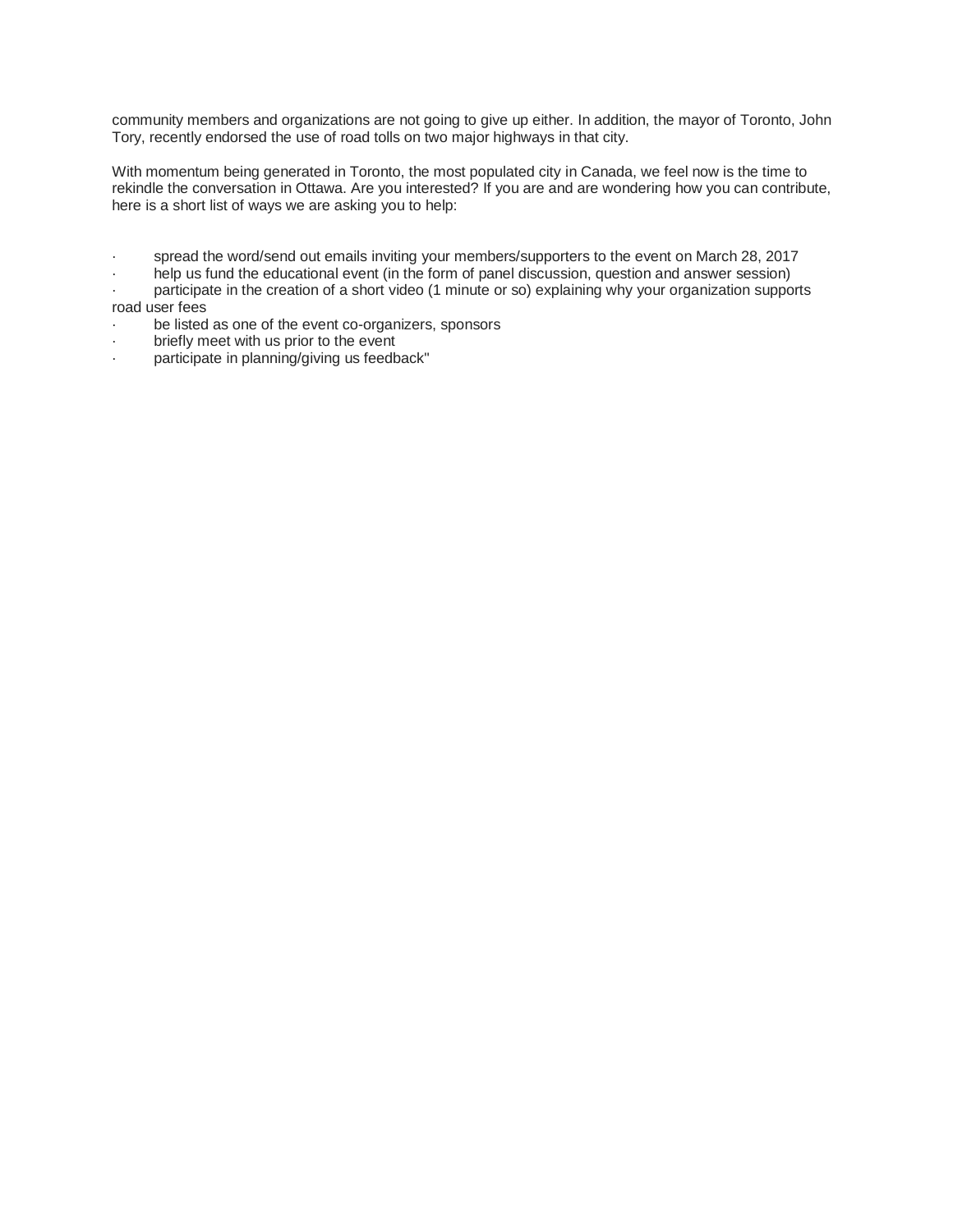community members and organizations are not going to give up either. In addition, the mayor of Toronto, John Tory, recently endorsed the use of road tolls on two major highways in that city.

With momentum being generated in Toronto, the most populated city in Canada, we feel now is the time to rekindle the conversation in Ottawa. Are you interested? If you are and are wondering how you can contribute, here is a short list of ways we are asking you to help:

- spread the word/send out emails inviting your members/supporters to the event on March 28, 2017
- help us fund the educational event (in the form of panel discussion, question and answer session)
- participate in the creation of a short video (1 minute or so) explaining why your organization supports road user fees
- be listed as one of the event co-organizers, sponsors
- briefly meet with us prior to the event
- participate in planning/giving us feedback"